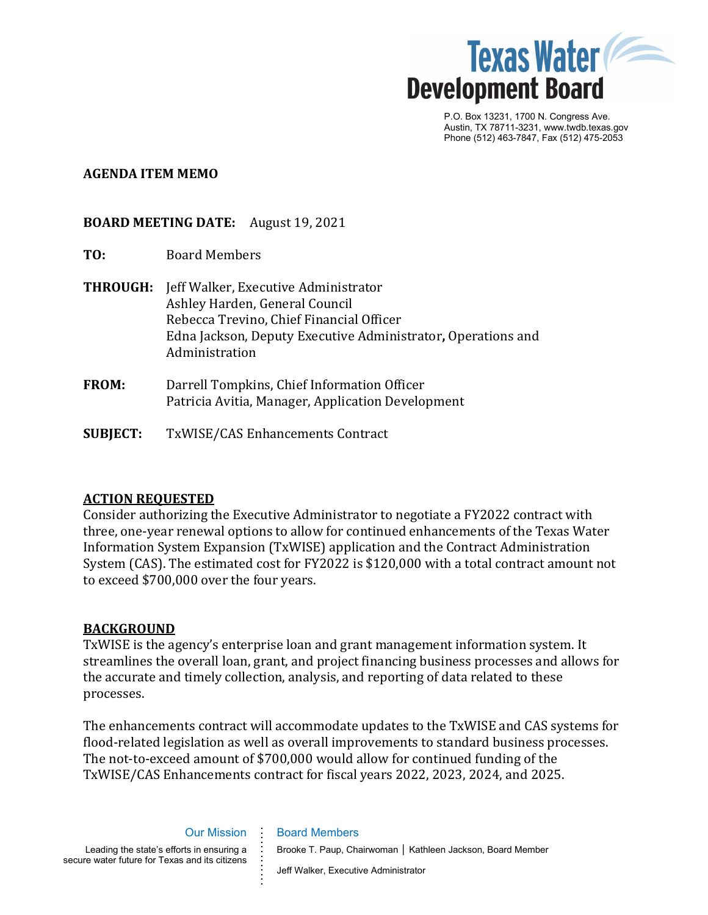Texas Water Development Board

P.O. Box 13231, 1700 N. Congress Ave.
Austin, TX 78711-3231, www.twdb.texas.gov
Phone (512) 463-7847, Fax (512) 475-2053

**AGENDA ITEM MEMO**

**BOARD MEETING DATE:** August 19, 2021

**TO:** Board Members

**THROUGH:** Jeff Walker, Executive Administrator
Ashley Harden, General Council
Rebecca Trevino, Chief Financial Officer
Edna Jackson, Deputy Executive Administrator**,** Operations and Administration

**FROM:** Darrell Tompkins, Chief Information Officer
Patricia Avitia, Manager, Application Development

**SUBJECT:** TxWISE/CAS Enhancements Contract

## ACTION REQUESTED

Consider authorizing the Executive Administrator to negotiate a FY2022 contract with three, one-year renewal options to allow for continued enhancements of the Texas Water Information System Expansion (TxWISE) application and the Contract Administration System (CAS). The estimated cost for FY2022 is $120,000 with a total contract amount not to exceed $700,000 over the four years.

## BACKGROUND

TxWISE is the agency's enterprise loan and grant management information system. It streamlines the overall loan, grant, and project financing business processes and allows for the accurate and timely collection, analysis, and reporting of data related to these processes.

The enhancements contract will accommodate updates to the TxWISE and CAS systems for flood-related legislation as well as overall improvements to standard business processes. The not-to-exceed amount of $700,000 would allow for continued funding of the TxWISE/CAS Enhancements contract for fiscal years 2022, 2023, 2024, and 2025.

Our Mission

Leading the state's efforts in ensuring a secure water future for Texas and its citizens

Board Members

Brooke T. Paup, Chairwoman | Kathleen Jackson, Board Member

Jeff Walker, Executive Administrator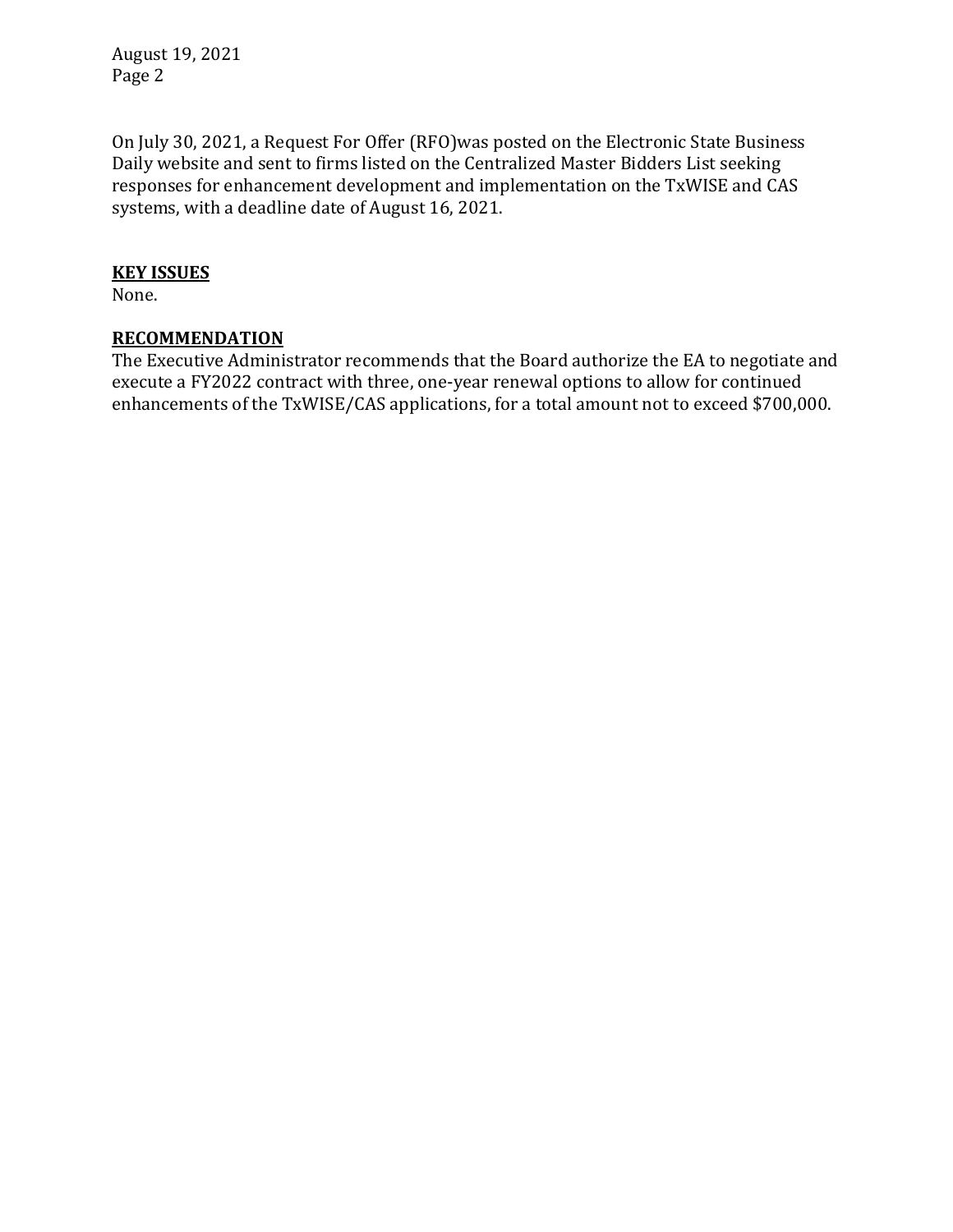On July 30, 2021, a Request For Offer (RFO)was posted on the Electronic State Business Daily website and sent to firms listed on the Centralized Master Bidders List seeking responses for enhancement development and implementation on the TxWISE and CAS systems, with a deadline date of August 16, 2021.

**KEY ISSUES**

None.

**RECOMMENDATION**

The Executive Administrator recommends that the Board authorize the EA to negotiate and execute a FY2022 contract with three, one-year renewal options to allow for continued enhancements of the TxWISE/CAS applications, for a total amount not to exceed $700,000.